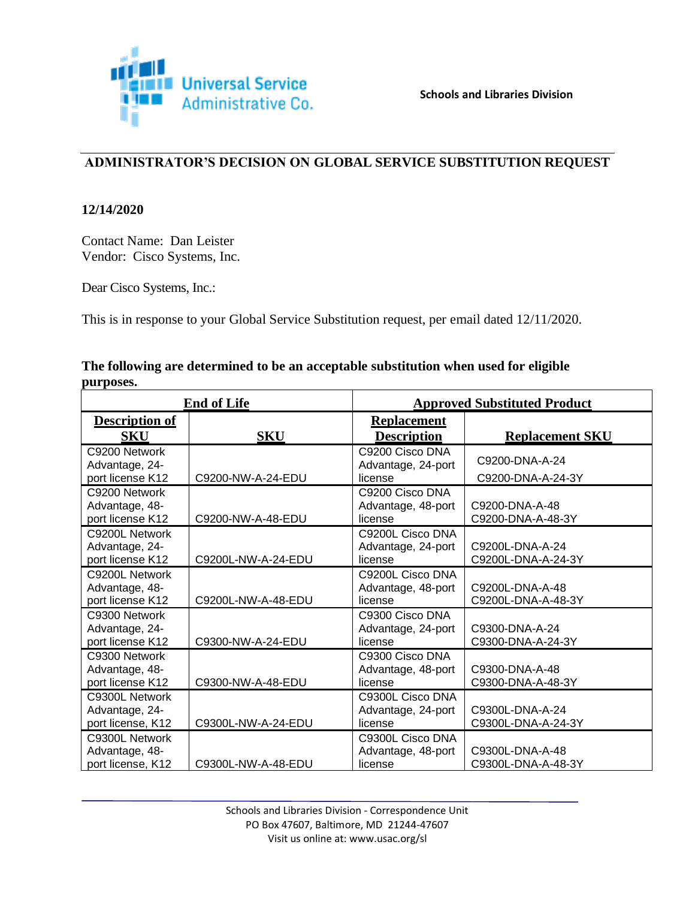Universal Service Administrative Co.

**Schools and Libraries Division**

## ADMINISTRATOR'S DECISION ON GLOBAL SERVICE SUBSTITUTION REQUEST

**12/14/2020**

Contact Name: Dan Leister
Vendor: Cisco Systems, Inc.

Dear Cisco Systems, Inc.:

This is in response to your Global Service Substitution request, per email dated 12/11/2020.

**The following are determined to be an acceptable substitution when used for eligible purposes.**

| End of Life | | Approved Substituted Product | |
|---|---|---|---|
| **Description of SKU** | **SKU** | **Replacement Description** | **Replacement SKU** |
| C9200 Network Advantage, 24-port license K12 | C9200-NW-A-24-EDU | C9200 Cisco DNA Advantage, 24-port license | C9200-DNA-A-24<br>C9200-DNA-A-24-3Y |
| C9200 Network Advantage, 48-port license K12 | C9200-NW-A-48-EDU | C9200 Cisco DNA Advantage, 48-port license | C9200-DNA-A-48<br>C9200-DNA-A-48-3Y |
| C9200L Network Advantage, 24-port license K12 | C9200L-NW-A-24-EDU | C9200L Cisco DNA Advantage, 24-port license | C9200L-DNA-A-24<br>C9200L-DNA-A-24-3Y |
| C9200L Network Advantage, 48-port license K12 | C9200L-NW-A-48-EDU | C9200L Cisco DNA Advantage, 48-port license | C9200L-DNA-A-48<br>C9200L-DNA-A-48-3Y |
| C9300 Network Advantage, 24-port license K12 | C9300-NW-A-24-EDU | C9300 Cisco DNA Advantage, 24-port license | C9300-DNA-A-24<br>C9300-DNA-A-24-3Y |
| C9300 Network Advantage, 48-port license K12 | C9300-NW-A-48-EDU | C9300 Cisco DNA Advantage, 48-port license | C9300-DNA-A-48<br>C9300-DNA-A-48-3Y |
| C9300L Network Advantage, 24-port license, K12 | C9300L-NW-A-24-EDU | C9300L Cisco DNA Advantage, 24-port license | C9300L-DNA-A-24<br>C9300L-DNA-A-24-3Y |
| C9300L Network Advantage, 48-port license, K12 | C9300L-NW-A-48-EDU | C9300L Cisco DNA Advantage, 48-port license | C9300L-DNA-A-48<br>C9300L-DNA-A-48-3Y |

Schools and Libraries Division - Correspondence Unit
PO Box 47607, Baltimore, MD 21244-47607
Visit us online at: www.usac.org/sl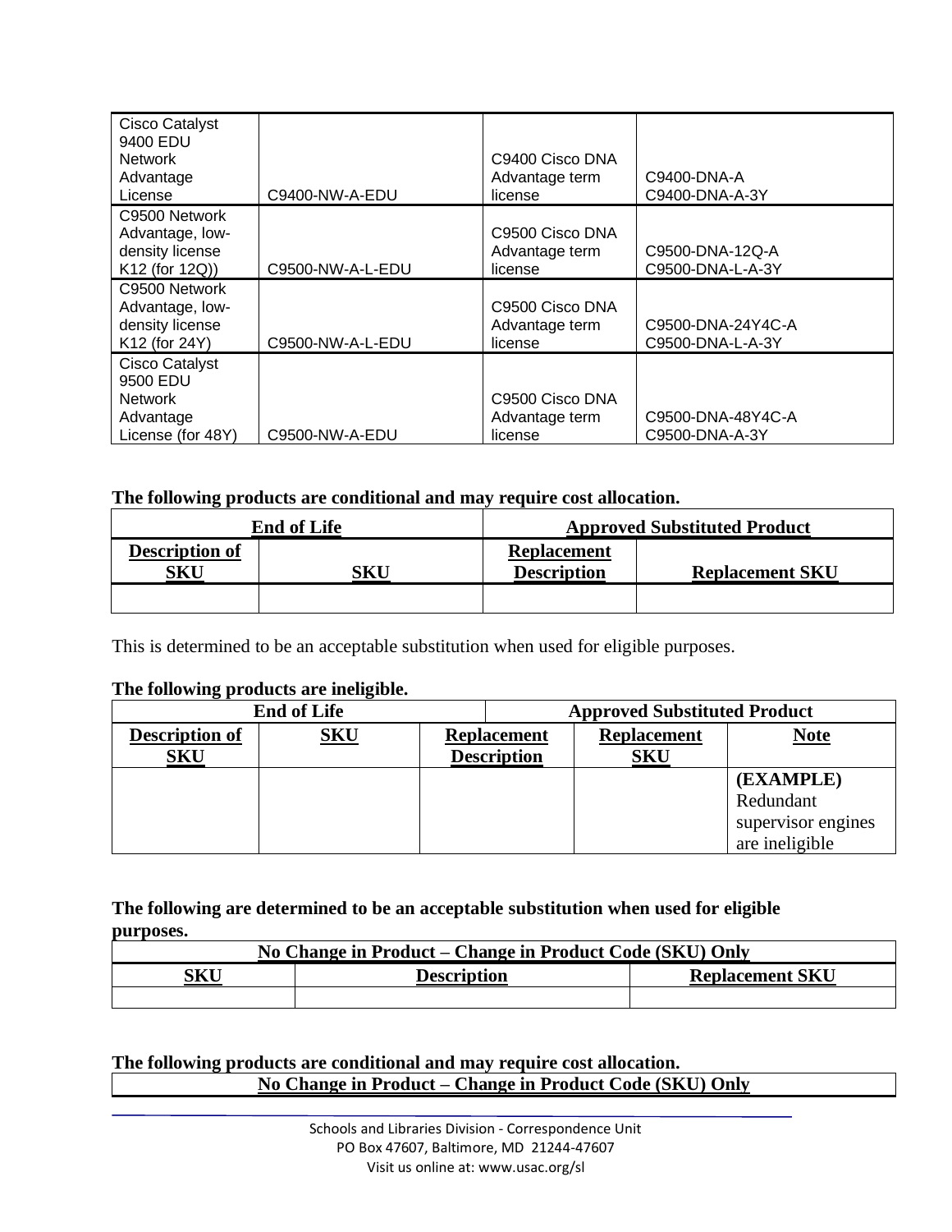| | | | |
|---|---|---|---|
| Cisco Catalyst 9400 EDU Network Advantage License | C9400-NW-A-EDU | C9400 Cisco DNA Advantage term license | C9400-DNA-A C9400-DNA-A-3Y |
| C9500 Network Advantage, low-density license K12 (for 12Q)) | C9500-NW-A-L-EDU | C9500 Cisco DNA Advantage term license | C9500-DNA-12Q-A C9500-DNA-L-A-3Y |
| C9500 Network Advantage, low-density license K12 (for 24Y) | C9500-NW-A-L-EDU | C9500 Cisco DNA Advantage term license | C9500-DNA-24Y4C-A C9500-DNA-L-A-3Y |
| Cisco Catalyst 9500 EDU Network Advantage License (for 48Y) | C9500-NW-A-EDU | C9500 Cisco DNA Advantage term license | C9500-DNA-48Y4C-A C9500-DNA-A-3Y |

**The following products are conditional and may require cost allocation.**

| End of Life | | Approved Substituted Product | |
|---|---|---|---|
| **Description of SKU** | **SKU** | **Replacement Description** | **Replacement SKU** |
| | | | |

This is determined to be an acceptable substitution when used for eligible purposes.

**The following products are ineligible.**

| End of Life | | Approved Substituted Product | | |
|---|---|---|---|---|
| **Description of SKU** | **SKU** | **Replacement Description** | **Replacement SKU** | **Note** |
| | | | | **(EXAMPLE)** Redundant supervisor engines are ineligible |

**The following are determined to be an acceptable substitution when used for eligible purposes.**

| No Change in Product – Change in Product Code (SKU) Only | | |
|---|---|---|
| **SKU** | **Description** | **Replacement SKU** |
| | | |

**The following products are conditional and may require cost allocation.**

| No Change in Product – Change in Product Code (SKU) Only |
|---|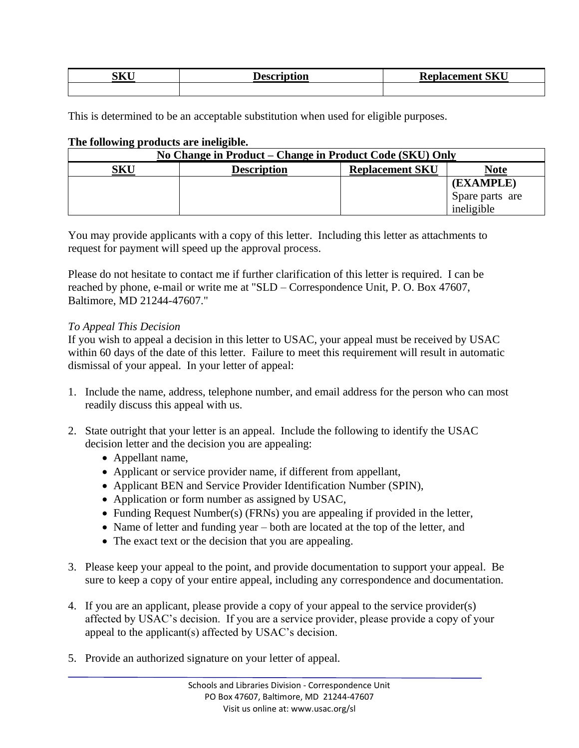| SKU | Description | Replacement SKU |
| --- | --- | --- |
| | | |

This is determined to be an acceptable substitution when used for eligible purposes.

**The following products are ineligible.**

| No Change in Product – Change in Product Code (SKU) Only | | | |
| --- | --- | --- | --- |
| **SKU** | **Description** | **Replacement SKU** | **Note** |
| | | | **(EXAMPLE)** Spare parts are ineligible |

You may provide applicants with a copy of this letter. Including this letter as attachments to request for payment will speed up the approval process.

Please do not hesitate to contact me if further clarification of this letter is required. I can be reached by phone, e-mail or write me at "SLD – Correspondence Unit, P. O. Box 47607, Baltimore, MD 21244-47607."

*To Appeal This Decision*

If you wish to appeal a decision in this letter to USAC, your appeal must be received by USAC within 60 days of the date of this letter. Failure to meet this requirement will result in automatic dismissal of your appeal. In your letter of appeal:

1. Include the name, address, telephone number, and email address for the person who can most readily discuss this appeal with us.

2. State outright that your letter is an appeal. Include the following to identify the USAC decision letter and the decision you are appealing:
   - Appellant name,
   - Applicant or service provider name, if different from appellant,
   - Applicant BEN and Service Provider Identification Number (SPIN),
   - Application or form number as assigned by USAC,
   - Funding Request Number(s) (FRNs) you are appealing if provided in the letter,
   - Name of letter and funding year – both are located at the top of the letter, and
   - The exact text or the decision that you are appealing.

3. Please keep your appeal to the point, and provide documentation to support your appeal. Be sure to keep a copy of your entire appeal, including any correspondence and documentation.

4. If you are an applicant, please provide a copy of your appeal to the service provider(s) affected by USAC's decision. If you are a service provider, please provide a copy of your appeal to the applicant(s) affected by USAC's decision.

5. Provide an authorized signature on your letter of appeal.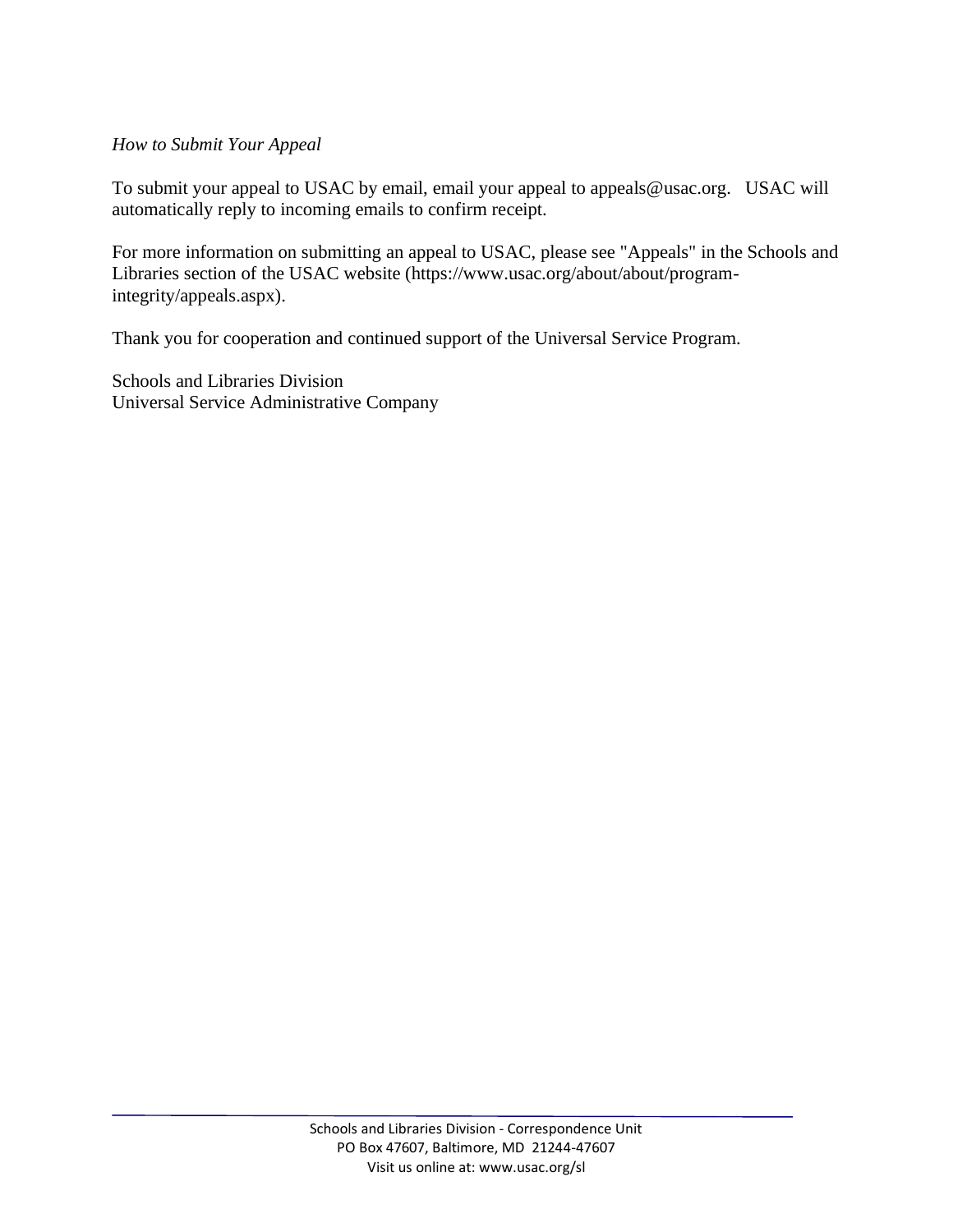*How to Submit Your Appeal*

To submit your appeal to USAC by email, email your appeal to appeals@usac.org. USAC will automatically reply to incoming emails to confirm receipt.

For more information on submitting an appeal to USAC, please see "Appeals" in the Schools and Libraries section of the USAC website (https://www.usac.org/about/about/program-integrity/appeals.aspx).

Thank you for cooperation and continued support of the Universal Service Program.

Schools and Libraries Division
Universal Service Administrative Company